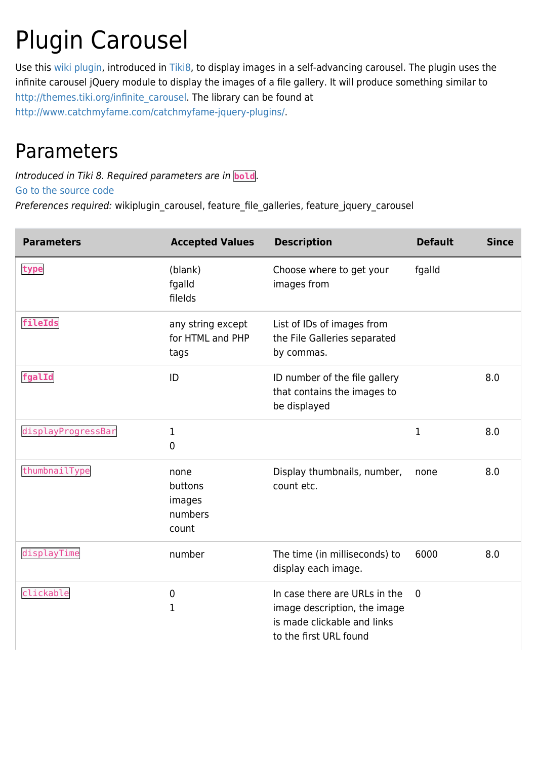# Plugin Carousel

Use this wiki plugin, introduced in Tiki8, to display images in a self-advancing carousel. The plugin uses the infinite carousel jQuery module to display the images of a file gallery. It will produce something similar to http://themes.tiki.org/infinite_carousel. The library can be found at http://www.catchmyfame.com/catchmyfame-jquery-plugins/.

## Parameters

*Introduced in Tiki 8. Required parameters are in* **`bold`**.
Go to the source code
*Preferences required:* wikiplugin_carousel, feature_file_galleries, feature_jquery_carousel

| Parameters | Accepted Values | Description | Default | Since |
|---|---|---|---|---|
| **`type`** | (blank)<br>fgalId<br>fileIds | Choose where to get your images from | fgalId | |
| **`fileIds`** | any string except for HTML and PHP tags | List of IDs of images from the File Galleries separated by commas. | | |
| **`fgalId`** | ID | ID number of the file gallery that contains the images to be displayed | | 8.0 |
| `displayProgressBar` | 1<br>0 | | 1 | 8.0 |
| `thumbnailType` | none<br>buttons<br>images<br>numbers<br>count | Display thumbnails, number, count etc. | none | 8.0 |
| `displayTime` | number | The time (in milliseconds) to display each image. | 6000 | 8.0 |
| `clickable` | 0<br>1 | In case there are URLs in the image description, the image is made clickable and links to the first URL found | 0 | |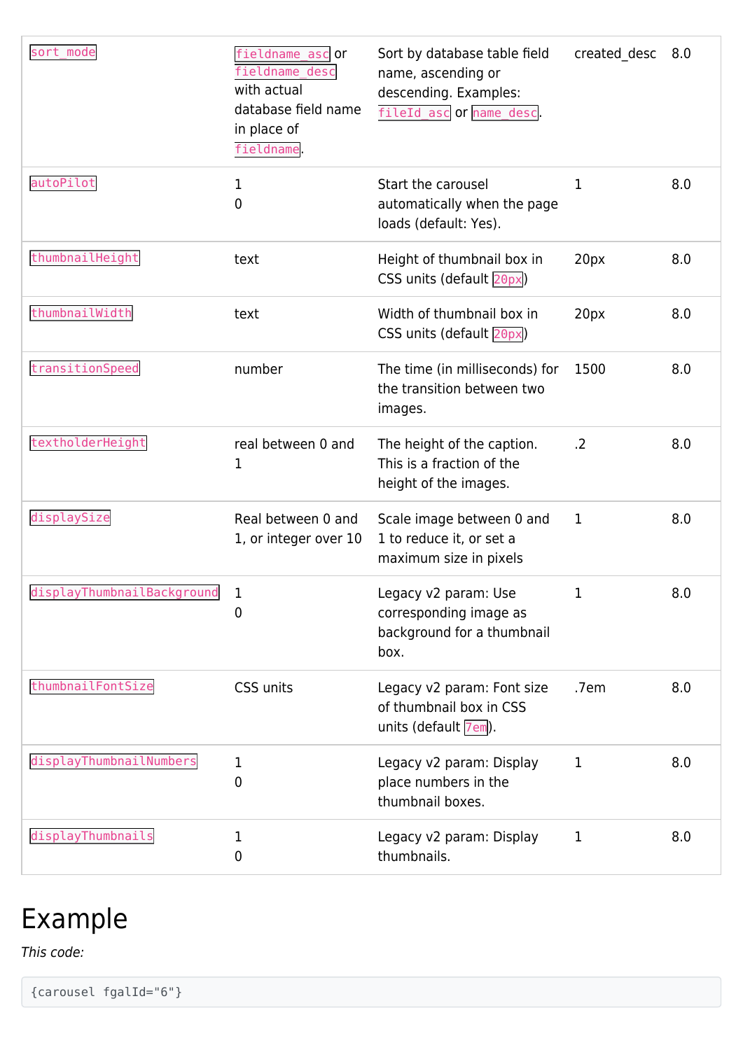| | | | | |
|---|---|---|---|---|
| `sort_mode` | `fieldname_asc` or `fieldname_desc` with actual database field name in place of `fieldname`. | Sort by database table field name, ascending or descending. Examples: `fileId_asc` or `name_desc`. | created_desc | 8.0 |
| `autoPilot` | 1<br>0 | Start the carousel automatically when the page loads (default: Yes). | 1 | 8.0 |
| `thumbnailHeight` | text | Height of thumbnail box in CSS units (default `20px`) | 20px | 8.0 |
| `thumbnailWidth` | text | Width of thumbnail box in CSS units (default `20px`) | 20px | 8.0 |
| `transitionSpeed` | number | The time (in milliseconds) for the transition between two images. | 1500 | 8.0 |
| `textholderHeight` | real between 0 and 1 | The height of the caption. This is a fraction of the height of the images. | .2 | 8.0 |
| `displaySize` | Real between 0 and 1, or integer over 10 | Scale image between 0 and 1 to reduce it, or set a maximum size in pixels | 1 | 8.0 |
| `displayThumbnailBackground` | 1<br>0 | Legacy v2 param: Use corresponding image as background for a thumbnail box. | 1 | 8.0 |
| `thumbnailFontSize` | CSS units | Legacy v2 param: Font size of thumbnail box in CSS units (default `7em`). | .7em | 8.0 |
| `displayThumbnailNumbers` | 1<br>0 | Legacy v2 param: Display place numbers in the thumbnail boxes. | 1 | 8.0 |
| `displayThumbnails` | 1<br>0 | Legacy v2 param: Display thumbnails. | 1 | 8.0 |

# Example

*This code:*

```
{carousel fgalId="6"}
```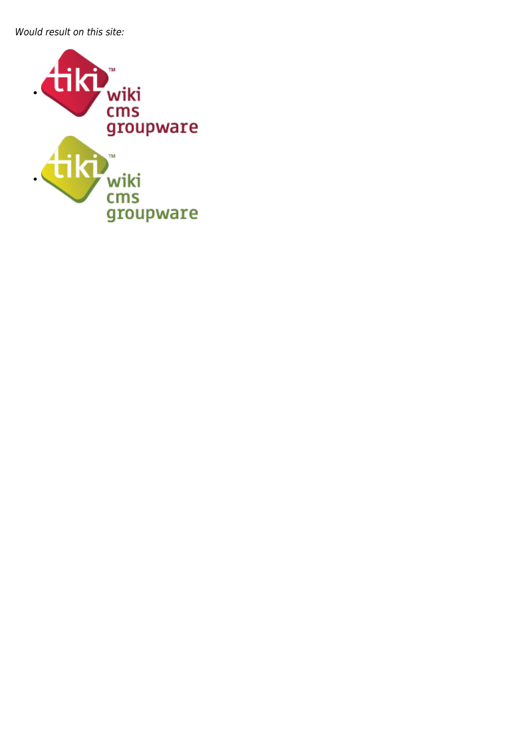*Would result on this site:*

- tiki wiki cms groupware
- tiki wiki cms groupware